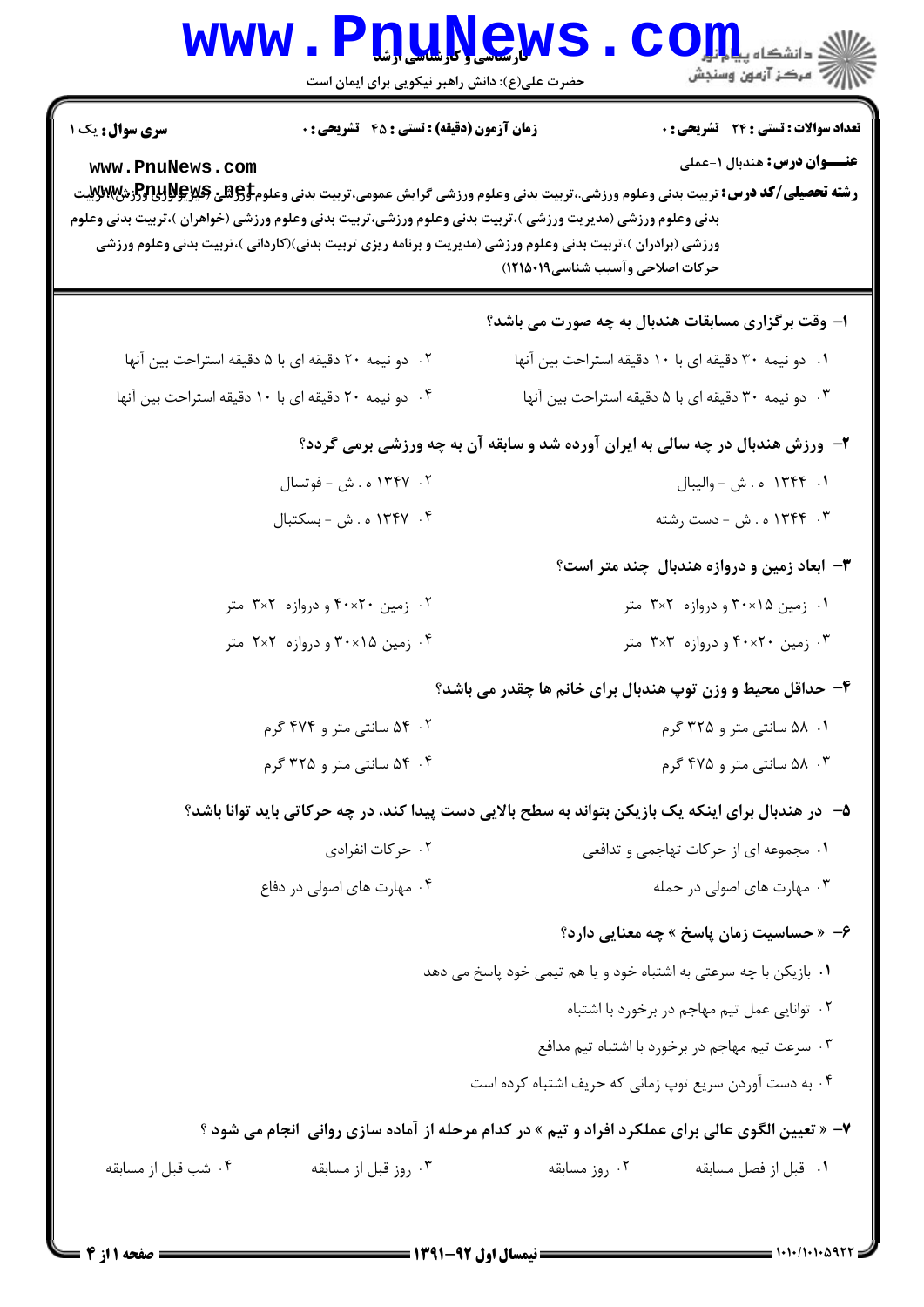**سری سوال:** یک ۱

**زمان آزمون (دقیقه) : تستی : ۴۵ تشریحی : ۰**

**تعداد سوالات : تستی : ۲۴ تشریحی : ۰**

**عنـــوان درس:** هندبال ۱-عملی

**رشته تحصیلی/کد درس:** تربیت بدنی وعلوم ورزشی،.تربیت بدنی وعلوم ورزشی گرایش عمومی،تربیت بدنی وعلوم ورزشی (فیزیولوژی ورزشی)،تربیت بدنی وعلوم ورزشی (مدیریت ورزشی )،تربیت بدنی وعلوم ورزشی،تربیت بدنی وعلوم ورزشی (خواهران )،تربیت بدنی وعلوم ورزشی (برادران )،تربیت بدنی وعلوم ورزشی (مدیریت و برنامه ریزی تربیت بدنی)(کاردانی )،تربیت بدنی وعلوم ورزشی حرکات اصلاحی وآسیب شناسی۱۲۱۵۰۱۹)

**۱- وقت برگزاری مسابقات هندبال به چه صورت می باشد؟**

۱. دو نیمه ۳۰ دقیقه ای با ۱۰ دقیقه استراحت بین آنها

۲. دو نیمه ۲۰ دقیقه ای با ۵ دقیقه استراحت بین آنها

۳. دو نیمه ۳۰ دقیقه ای با ۵ دقیقه استراحت بین آنها

۴. دو نیمه ۲۰ دقیقه ای با ۱۰ دقیقه استراحت بین آنها

**۲- ورزش هندبال در چه سالی به ایران آورده شد و سابقه آن به چه ورزشی برمی گردد؟**

۱. ۱۳۴۴ ه . ش - والیبال

۲. ۱۳۴۷ ه . ش - فوتسال

۳. ۱۳۴۴ ه . ش - دست رشته

۴. ۱۳۴۷ ه . ش - بسکتبال

**۳- ابعاد زمین و دروازه هندبال چند متر است؟**

۱. زمین ۱۵×۳۰ و دروازه ۲×۳ متر

۲. زمین ۲۰×۴۰ و دروازه ۲×۳ متر

۳. زمین ۲۰×۴۰ و دروازه ۳×۳ متر

۴. زمین ۱۵×۳۰ و دروازه ۲×۲ متر

**۴- حداقل محیط و وزن توپ هندبال برای خانم ها چقدر می باشد؟**

۱. ۵۸ سانتی متر و ۳۲۵ گرم

۲. ۵۴ سانتی متر و ۴۷۴ گرم

۳. ۵۸ سانتی متر و ۴۷۵ گرم

۴. ۵۴ سانتی متر و ۳۲۵ گرم

**۵- در هندبال برای اینکه یک بازیکن بتواند به سطح بالایی دست پیدا کند، در چه حرکاتی باید توانا باشد؟**

۱. مجموعه ای از حرکات تهاجمی و تدافعی

۲. حرکات انفرادی

۳. مهارت های اصولی در حمله

۴. مهارت های اصولی در دفاع

**۶- « حساسیت زمان پاسخ » چه معنایی دارد؟**

۱. بازیکن با چه سرعتی به اشتباه خود و یا هم تیمی خود پاسخ می دهد

۲. توانایی عمل تیم مهاجم در برخورد با اشتباه

۳. سرعت تیم مهاجم در برخورد با اشتباه تیم مدافع

۴. به دست آوردن سریع توپ زمانی که حریف اشتباه کرده است

**۷- « تعیین الگوی عالی برای عملکرد افراد و تیم » در کدام مرحله از آماده سازی روانی انجام می شود ؟**

۱. قبل از فصل مسابقه

۲. روز مسابقه

۳. روز قبل از مسابقه

۴. شب قبل از مسابقه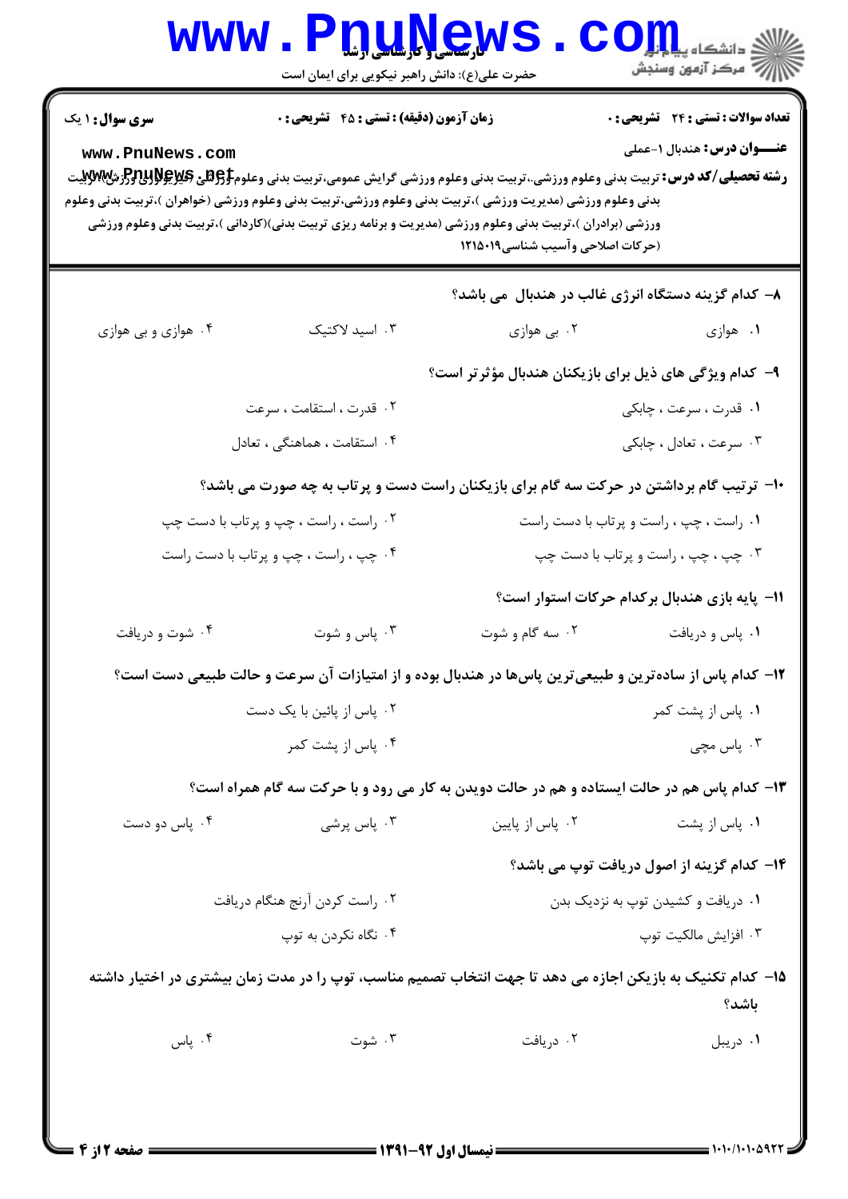**سری سوال:** ۱ یک

**زمان آزمون (دقیقه) : تستی : ۴۵ تشریحی : ۰**

**تعداد سوالات : تستی : ۲۴ تشریحی : ۰**

**عنـــوان درس:** هندبال ۱-عملی

**رشته تحصیلی/کد درس:** تربیت بدنی وعلوم ورزشی،تربیت بدنی وعلوم ورزشی گرایش عمومی،تربیت بدنی وعلوم ورزشی (فیزیولوژی ورزشی)،تربیت بدنی وعلوم ورزشی (مدیریت ورزشی )،تربیت بدنی وعلوم ورزشی،تربیت بدنی وعلوم ورزشی (خواهران )،تربیت بدنی وعلوم ورزشی (برادران )،تربیت بدنی وعلوم ورزشی (مدیریت و برنامه ریزی تربیت بدنی)(کاردانی )،تربیت بدنی وعلوم ورزشی (حرکات اصلاحی وآسیب شناسی۱۲۱۵۰۱۹

۸- کدام گزینه دستگاه انرژی غالب در هندبال می باشد؟

۱. هوازی
۲. بی هوازی
۳. اسید لاکتیک
۴. هوازی و بی هوازی

۹- کدام ویژگی های ذیل برای بازیکنان هندبال مؤثرتر است؟

۱. قدرت ، سرعت ، چابکی
۲. قدرت ، استقامت ، سرعت
۳. سرعت ، تعادل ، چابکی
۴. استقامت ، هماهنگی ، تعادل

۱۰- ترتیب گام برداشتن در حرکت سه گام برای بازیکنان راست دست و پرتاب به چه صورت می باشد؟

۱. راست ، چپ ، راست و پرتاب با دست راست
۲. راست ، راست ، چپ و پرتاب با دست چپ
۳. چپ ، چپ ، راست و پرتاب با دست چپ
۴. چپ ، راست ، چپ و پرتاب با دست راست

۱۱- پایه بازی هندبال برکدام حرکات استوار است؟

۱. پاس و دریافت
۲. سه گام و شوت
۳. پاس و شوت
۴. شوت و دریافت

۱۲- کدام پاس از ساده‌ترین و طبیعی‌ترین پاس‌ها در هندبال بوده و از امتیازات آن سرعت و حالت طبیعی دست است؟

۱. پاس از پشت کمر
۲. پاس از پائین با یک دست
۳. پاس مچی
۴. پاس از پشت کمر

۱۳- کدام پاس هم در حالت ایستاده و هم در حالت دویدن به کار می رود و با حرکت سه گام همراه است؟

۱. پاس از پشت
۲. پاس از پایین
۳. پاس پرشی
۴. پاس دو دست

۱۴- کدام گزینه از اصول دریافت توپ می باشد؟

۱. دریافت و کشیدن توپ به نزدیک بدن
۲. راست کردن آرنج هنگام دریافت
۳. افزایش مالکیت توپ
۴. نگاه نکردن به توپ

۱۵- کدام تکنیک به بازیکن اجازه می دهد تا جهت انتخاب تصمیم مناسب، توپ را در مدت زمان بیشتری در اختیار داشته باشد؟

۱. دریبل
۲. دریافت
۳. شوت
۴. پاس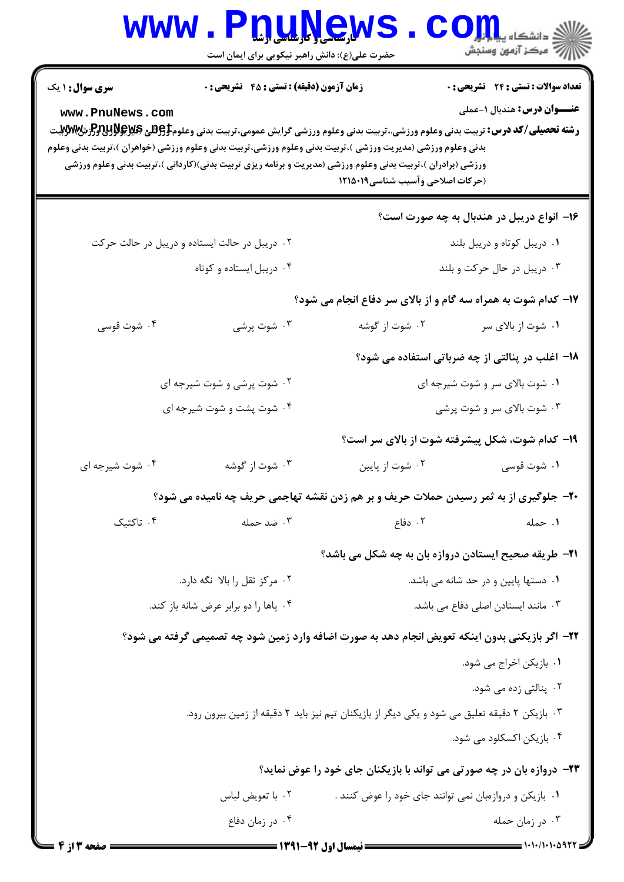**سری سوال:** ۱ یک

**زمان آزمون (دقیقه) : تستی :** ۴۵ **تشریحی :** ۰

**تعداد سوالات : تستی :** ۲۴ **تشریحی :** ۰

**عنـــوان درس:** هندبال ۱-عملی

**رشته تحصیلی/کد درس:** تربیت بدنی وعلوم ورزشی،تربیت بدنی وعلوم ورزشی گرایش عمومی،تربیت بدنی وعلوم ورزشی (فیزیولوژی ورزشی)،تربیت بدنی وعلوم ورزشی (مدیریت ورزشی )،تربیت بدنی وعلوم ورزشی،تربیت بدنی وعلوم ورزشی (خواهران )،تربیت بدنی وعلوم ورزشی (برادران )،تربیت بدنی وعلوم ورزشی (مدیریت و برنامه ریزی تربیت بدنی)(کاردانی )،تربیت بدنی وعلوم ورزشی (حرکات اصلاحی وآسیب شناسی)۱۲۱۵۰۱۹

۱۶- انواع دریبل در هندبال به چه صورت است؟

۱. دریبل کوتاه و دریبل بلند

۲. دریبل در حالت ایستاده و دریبل در حالت حرکت

۳. دریبل در حال حرکت و بلند

۴. دریبل ایستاده و کوتاه

۱۷- کدام شوت به همراه سه گام و از بالای سر دفاع انجام می شود؟

۱. شوت از بالای سر

۲. شوت از گوشه

۳. شوت پرشی

۴. شوت قوسی

۱۸- اغلب در پنالتی از چه ضرباتی استفاده می شود؟

۱. شوت بالای سر و شوت شیرجه ای

۲. شوت پرشی و شوت شیرجه ای

۳. شوت بالای سر و شوت پرشی

۴. شوت پشت و شوت شیرجه ای

۱۹- کدام شوت، شکل پیشرفته شوت از بالای سر است؟

۱. شوت قوسی

۲. شوت از پایین

۳. شوت از گوشه

۴. شوت شیرجه ای

۲۰- جلوگیری از به ثمر رسیدن حملات حریف و بر هم زدن نقشه تهاجمی حریف چه نامیده می شود؟

۱. حمله

۲. دفاع

۳. ضد حمله

۴. تاکتیک

۲۱- طریقه صحیح ایستادن دروازه بان به چه شکل می باشد؟

۱. دستها پایین و در حد شانه می باشد.

۲. مرکز ثقل را بالا نگه دارد.

۳. مانند ایستادن اصلی دفاع می باشد.

۴. پاها را دو برابر عرض شانه باز کند.

۲۲- اگر بازیکنی بدون اینکه تعویض انجام دهد به صورت اضافه وارد زمین شود چه تصمیمی گرفته می شود؟

۱. بازیکن اخراج می شود.

۲. پنالتی زده می شود.

۳. بازیکن ۲ دقیقه تعلیق می شود و یکی دیگر از بازیکنان تیم نیز باید ۲ دقیقه از زمین بیرون رود.

۴. بازیکن اکسکلود می شود.

۲۳- دروازه بان در چه صورتی می تواند با بازیکنان جای خود را عوض نماید؟

۱. بازیکن و دروازهبان نمی توانند جای خود را عوض کنند .

۲. با تعویض لباس

۳. در زمان حمله

۴. در زمان دفاع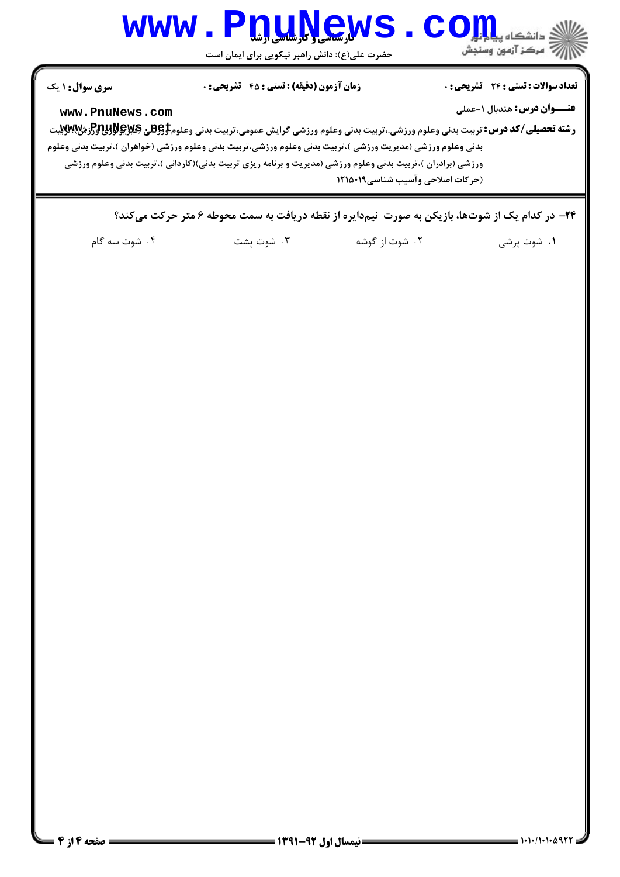**تعداد سوالات : تستی : ۲۴ تشریحی : ۰** | **زمان آزمون (دقیقه) : تستی : ۴۵ تشریحی : ۰** | **سری سوال : ۱ یک**

**عنـــوان درس:** هندبال ۱-عملی

**رشته تحصیلی/کد درس:** تربیت بدنی وعلوم ورزشی،.تربیت بدنی وعلوم ورزشی گرایش عمومی،تربیت بدنی وعلوم ورزشی (فیزیولوژی ورزش)،تربیت بدنی وعلوم ورزشی (مدیریت ورزشی )،تربیت بدنی وعلوم ورزشی،تربیت بدنی وعلوم ورزشی (خواهران )،تربیت بدنی وعلوم ورزشی (برادران )،تربیت بدنی وعلوم ورزشی (مدیریت و برنامه ریزی تربیت بدنی)(کاردانی )،تربیت بدنی وعلوم ورزشی (حرکات اصلاحی وآسیب شناسی۱۲۱۵۰۱۹

**۲۴- در کدام یک از شوت‌ها، بازیکن به صورت نیم‌دایره از نقطه دریافت به سمت محوطه ۶ متر حرکت می‌کند؟**

۱. شوت پرشی

۲. شوت از گوشه

۳. شوت پشت

۴. شوت سه گام